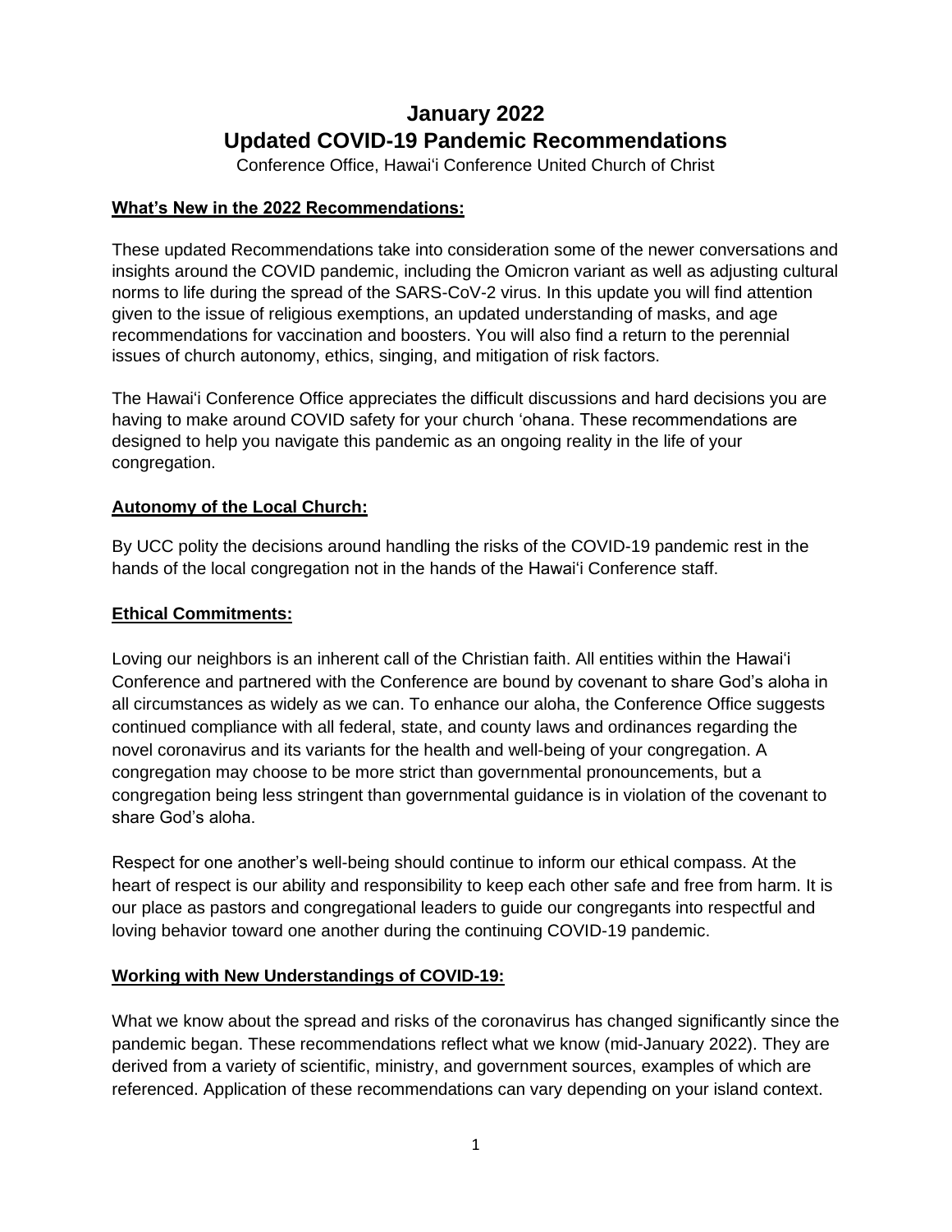# January 2022
# Updated COVID-19 Pandemic Recommendations

Conference Office, Hawaiʻi Conference United Church of Christ

**What's New in the 2022 Recommendations:**

These updated Recommendations take into consideration some of the newer conversations and insights around the COVID pandemic, including the Omicron variant as well as adjusting cultural norms to life during the spread of the SARS-CoV-2 virus. In this update you will find attention given to the issue of religious exemptions, an updated understanding of masks, and age recommendations for vaccination and boosters. You will also find a return to the perennial issues of church autonomy, ethics, singing, and mitigation of risk factors.

The Hawaiʻi Conference Office appreciates the difficult discussions and hard decisions you are having to make around COVID safety for your church ʻohana. These recommendations are designed to help you navigate this pandemic as an ongoing reality in the life of your congregation.

**Autonomy of the Local Church:**

By UCC polity the decisions around handling the risks of the COVID-19 pandemic rest in the hands of the local congregation not in the hands of the Hawaiʻi Conference staff.

**Ethical Commitments:**

Loving our neighbors is an inherent call of the Christian faith. All entities within the Hawaiʻi Conference and partnered with the Conference are bound by covenant to share God's aloha in all circumstances as widely as we can. To enhance our aloha, the Conference Office suggests continued compliance with all federal, state, and county laws and ordinances regarding the novel coronavirus and its variants for the health and well-being of your congregation. A congregation may choose to be more strict than governmental pronouncements, but a congregation being less stringent than governmental guidance is in violation of the covenant to share God's aloha.

Respect for one another's well-being should continue to inform our ethical compass. At the heart of respect is our ability and responsibility to keep each other safe and free from harm. It is our place as pastors and congregational leaders to guide our congregants into respectful and loving behavior toward one another during the continuing COVID-19 pandemic.

**Working with New Understandings of COVID-19:**

What we know about the spread and risks of the coronavirus has changed significantly since the pandemic began. These recommendations reflect what we know (mid-January 2022). They are derived from a variety of scientific, ministry, and government sources, examples of which are referenced. Application of these recommendations can vary depending on your island context.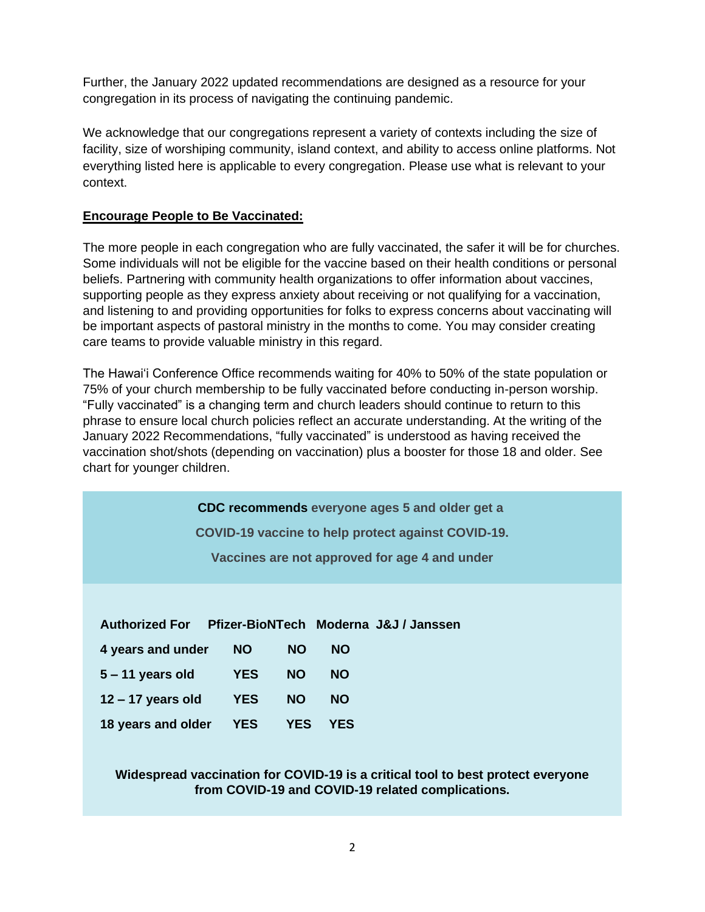Further, the January 2022 updated recommendations are designed as a resource for your congregation in its process of navigating the continuing pandemic.

We acknowledge that our congregations represent a variety of contexts including the size of facility, size of worshiping community, island context, and ability to access online platforms. Not everything listed here is applicable to every congregation. Please use what is relevant to your context.

**Encourage People to Be Vaccinated:**

The more people in each congregation who are fully vaccinated, the safer it will be for churches. Some individuals will not be eligible for the vaccine based on their health conditions or personal beliefs. Partnering with community health organizations to offer information about vaccines, supporting people as they express anxiety about receiving or not qualifying for a vaccination, and listening to and providing opportunities for folks to express concerns about vaccinating will be important aspects of pastoral ministry in the months to come. You may consider creating care teams to provide valuable ministry in this regard.

The Hawaiʻi Conference Office recommends waiting for 40% to 50% of the state population or 75% of your church membership to be fully vaccinated before conducting in-person worship. "Fully vaccinated" is a changing term and church leaders should continue to return to this phrase to ensure local church policies reflect an accurate understanding. At the writing of the January 2022 Recommendations, "fully vaccinated" is understood as having received the vaccination shot/shots (depending on vaccination) plus a booster for those 18 and older. See chart for younger children.

**CDC recommends everyone ages 5 and older get a COVID-19 vaccine to help protect against COVID-19.**

**Vaccines are not approved for age 4 and under**

| Authorized For | Pfizer-BioNTech | Moderna | J&J / Janssen |
|---|---|---|---|
| 4 years and under | NO | NO | NO |
| 5 – 11 years old | YES | NO | NO |
| 12 – 17 years old | YES | NO | NO |
| 18 years and older | YES | YES | YES |

**Widespread vaccination for COVID-19 is a critical tool to best protect everyone from COVID-19 and COVID-19 related complications.**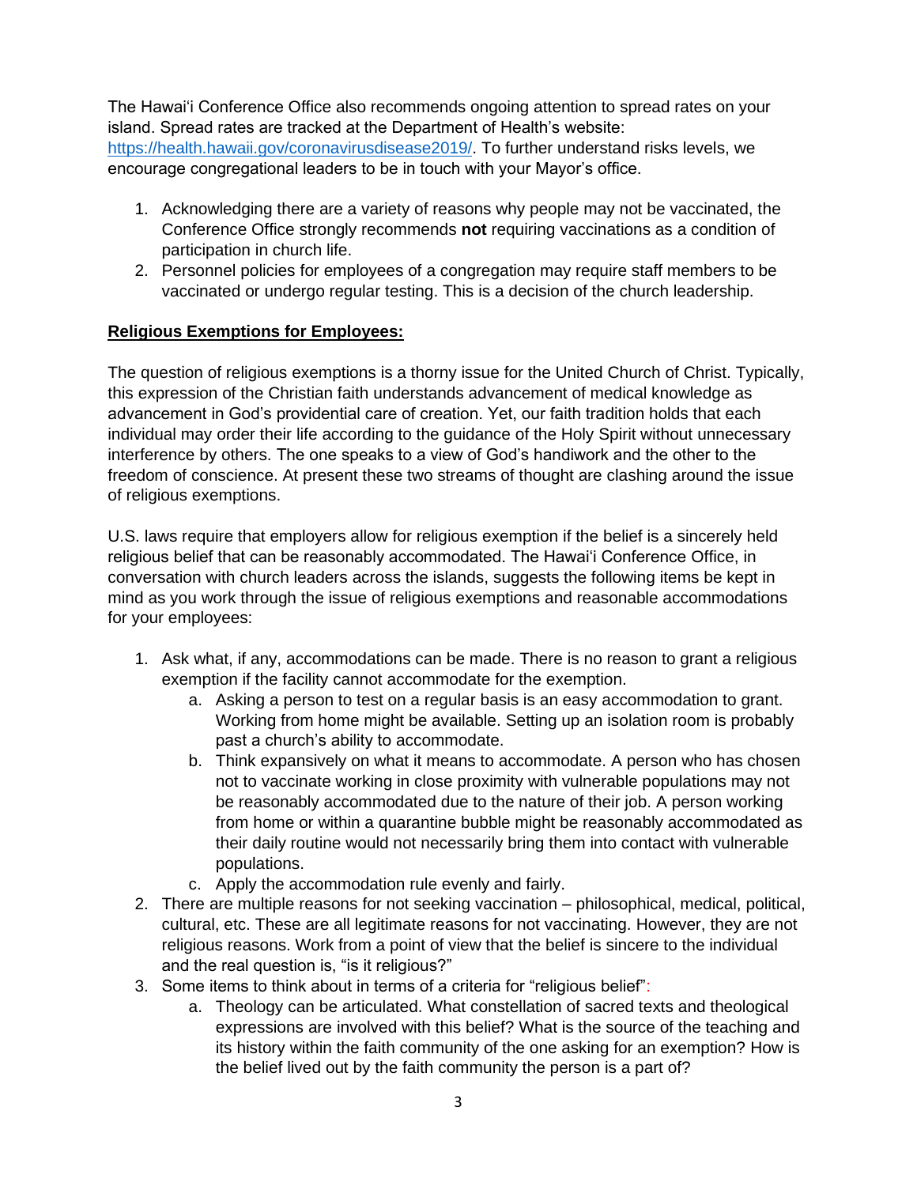The Hawaiʻi Conference Office also recommends ongoing attention to spread rates on your island. Spread rates are tracked at the Department of Health's website: [https://health.hawaii.gov/coronavirusdisease2019/](https://health.hawaii.gov/coronavirusdisease2019/). To further understand risks levels, we encourage congregational leaders to be in touch with your Mayor's office.

1. Acknowledging there are a variety of reasons why people may not be vaccinated, the Conference Office strongly recommends **not** requiring vaccinations as a condition of participation in church life.
2. Personnel policies for employees of a congregation may require staff members to be vaccinated or undergo regular testing. This is a decision of the church leadership.

**<u>Religious Exemptions for Employees:</u>**

The question of religious exemptions is a thorny issue for the United Church of Christ. Typically, this expression of the Christian faith understands advancement of medical knowledge as advancement in God's providential care of creation. Yet, our faith tradition holds that each individual may order their life according to the guidance of the Holy Spirit without unnecessary interference by others. The one speaks to a view of God's handiwork and the other to the freedom of conscience. At present these two streams of thought are clashing around the issue of religious exemptions.

U.S. laws require that employers allow for religious exemption if the belief is a sincerely held religious belief that can be reasonably accommodated. The Hawaiʻi Conference Office, in conversation with church leaders across the islands, suggests the following items be kept in mind as you work through the issue of religious exemptions and reasonable accommodations for your employees:

1. Ask what, if any, accommodations can be made. There is no reason to grant a religious exemption if the facility cannot accommodate for the exemption.
   a. Asking a person to test on a regular basis is an easy accommodation to grant. Working from home might be available. Setting up an isolation room is probably past a church's ability to accommodate.
   b. Think expansively on what it means to accommodate. A person who has chosen not to vaccinate working in close proximity with vulnerable populations may not be reasonably accommodated due to the nature of their job. A person working from home or within a quarantine bubble might be reasonably accommodated as their daily routine would not necessarily bring them into contact with vulnerable populations.
   c. Apply the accommodation rule evenly and fairly.
2. There are multiple reasons for not seeking vaccination – philosophical, medical, political, cultural, etc. These are all legitimate reasons for not vaccinating. However, they are not religious reasons. Work from a point of view that the belief is sincere to the individual and the real question is, "is it religious?"
3. Some items to think about in terms of a criteria for "religious belief":
   a. Theology can be articulated. What constellation of sacred texts and theological expressions are involved with this belief? What is the source of the teaching and its history within the faith community of the one asking for an exemption? How is the belief lived out by the faith community the person is a part of?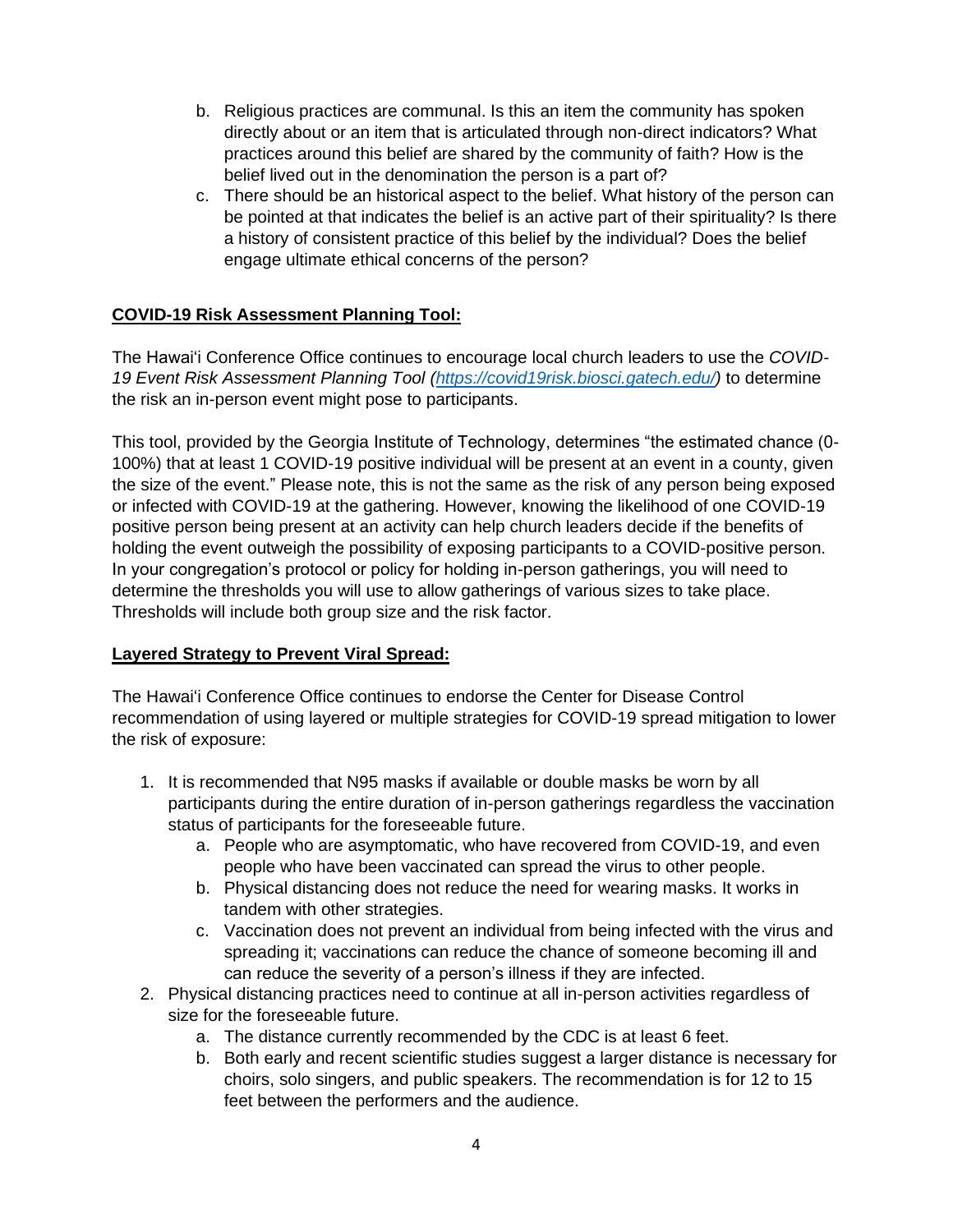b. Religious practices are communal. Is this an item the community has spoken directly about or an item that is articulated through non-direct indicators? What practices around this belief are shared by the community of faith? How is the belief lived out in the denomination the person is a part of?

c. There should be an historical aspect to the belief. What history of the person can be pointed at that indicates the belief is an active part of their spirituality? Is there a history of consistent practice of this belief by the individual? Does the belief engage ultimate ethical concerns of the person?

## **COVID-19 Risk Assessment Planning Tool:**

The Hawaiʻi Conference Office continues to encourage local church leaders to use the *COVID-19 Event Risk Assessment Planning Tool ([https://covid19risk.biosci.gatech.edu/](https://covid19risk.biosci.gatech.edu/))* to determine the risk an in-person event might pose to participants.

This tool, provided by the Georgia Institute of Technology, determines "the estimated chance (0-100%) that at least 1 COVID-19 positive individual will be present at an event in a county, given the size of the event." Please note, this is not the same as the risk of any person being exposed or infected with COVID-19 at the gathering. However, knowing the likelihood of one COVID-19 positive person being present at an activity can help church leaders decide if the benefits of holding the event outweigh the possibility of exposing participants to a COVID-positive person. In your congregation's protocol or policy for holding in-person gatherings, you will need to determine the thresholds you will use to allow gatherings of various sizes to take place. Thresholds will include both group size and the risk factor.

## **Layered Strategy to Prevent Viral Spread:**

The Hawaiʻi Conference Office continues to endorse the Center for Disease Control recommendation of using layered or multiple strategies for COVID-19 spread mitigation to lower the risk of exposure:

1. It is recommended that N95 masks if available or double masks be worn by all participants during the entire duration of in-person gatherings regardless the vaccination status of participants for the foreseeable future.
   a. People who are asymptomatic, who have recovered from COVID-19, and even people who have been vaccinated can spread the virus to other people.
   b. Physical distancing does not reduce the need for wearing masks. It works in tandem with other strategies.
   c. Vaccination does not prevent an individual from being infected with the virus and spreading it; vaccinations can reduce the chance of someone becoming ill and can reduce the severity of a person's illness if they are infected.
2. Physical distancing practices need to continue at all in-person activities regardless of size for the foreseeable future.
   a. The distance currently recommended by the CDC is at least 6 feet.
   b. Both early and recent scientific studies suggest a larger distance is necessary for choirs, solo singers, and public speakers. The recommendation is for 12 to 15 feet between the performers and the audience.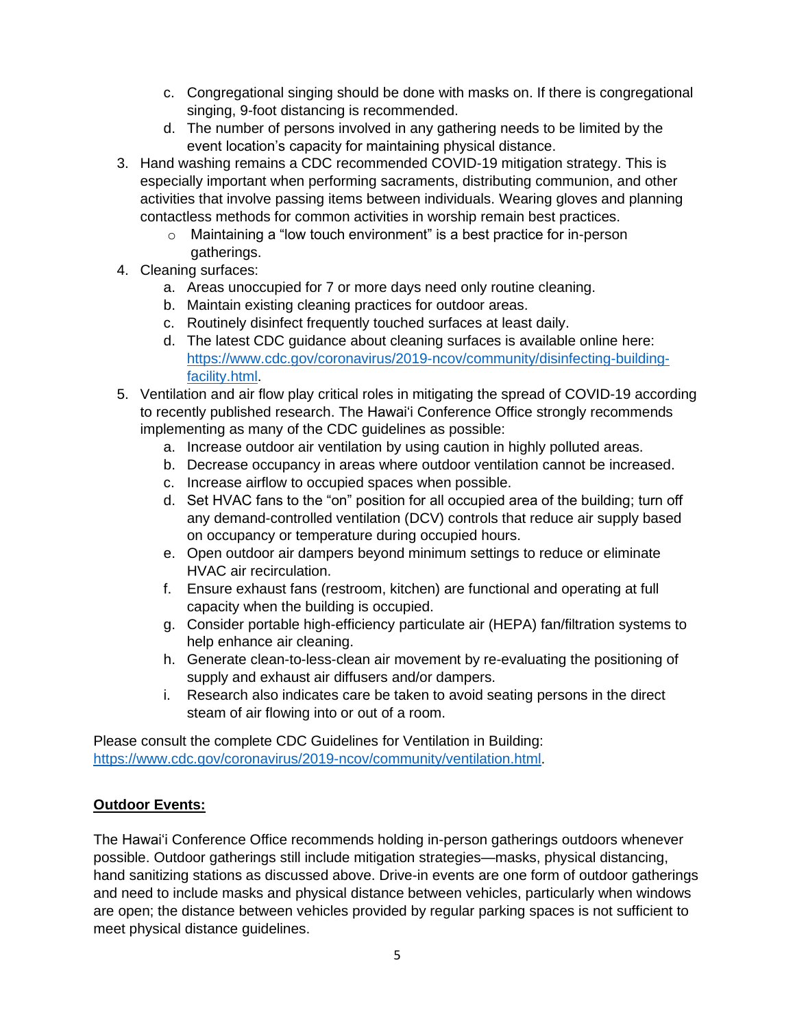c. Congregational singing should be done with masks on. If there is congregational singing, 9-foot distancing is recommended.
   d. The number of persons involved in any gathering needs to be limited by the event location's capacity for maintaining physical distance.

3. Hand washing remains a CDC recommended COVID-19 mitigation strategy. This is especially important when performing sacraments, distributing communion, and other activities that involve passing items between individuals. Wearing gloves and planning contactless methods for common activities in worship remain best practices.
   - Maintaining a "low touch environment" is a best practice for in-person gatherings.
4. Cleaning surfaces:
   a. Areas unoccupied for 7 or more days need only routine cleaning.
   b. Maintain existing cleaning practices for outdoor areas.
   c. Routinely disinfect frequently touched surfaces at least daily.
   d. The latest CDC guidance about cleaning surfaces is available online here: https://www.cdc.gov/coronavirus/2019-ncov/community/disinfecting-building-facility.html.
5. Ventilation and air flow play critical roles in mitigating the spread of COVID-19 according to recently published research. The Hawaiʻi Conference Office strongly recommends implementing as many of the CDC guidelines as possible:
   a. Increase outdoor air ventilation by using caution in highly polluted areas.
   b. Decrease occupancy in areas where outdoor ventilation cannot be increased.
   c. Increase airflow to occupied spaces when possible.
   d. Set HVAC fans to the "on" position for all occupied area of the building; turn off any demand-controlled ventilation (DCV) controls that reduce air supply based on occupancy or temperature during occupied hours.
   e. Open outdoor air dampers beyond minimum settings to reduce or eliminate HVAC air recirculation.
   f. Ensure exhaust fans (restroom, kitchen) are functional and operating at full capacity when the building is occupied.
   g. Consider portable high-efficiency particulate air (HEPA) fan/filtration systems to help enhance air cleaning.
   h. Generate clean-to-less-clean air movement by re-evaluating the positioning of supply and exhaust air diffusers and/or dampers.
   i. Research also indicates care be taken to avoid seating persons in the direct steam of air flowing into or out of a room.

Please consult the complete CDC Guidelines for Ventilation in Building: https://www.cdc.gov/coronavirus/2019-ncov/community/ventilation.html.

**Outdoor Events:**

The Hawaiʻi Conference Office recommends holding in-person gatherings outdoors whenever possible. Outdoor gatherings still include mitigation strategies—masks, physical distancing, hand sanitizing stations as discussed above. Drive-in events are one form of outdoor gatherings and need to include masks and physical distance between vehicles, particularly when windows are open; the distance between vehicles provided by regular parking spaces is not sufficient to meet physical distance guidelines.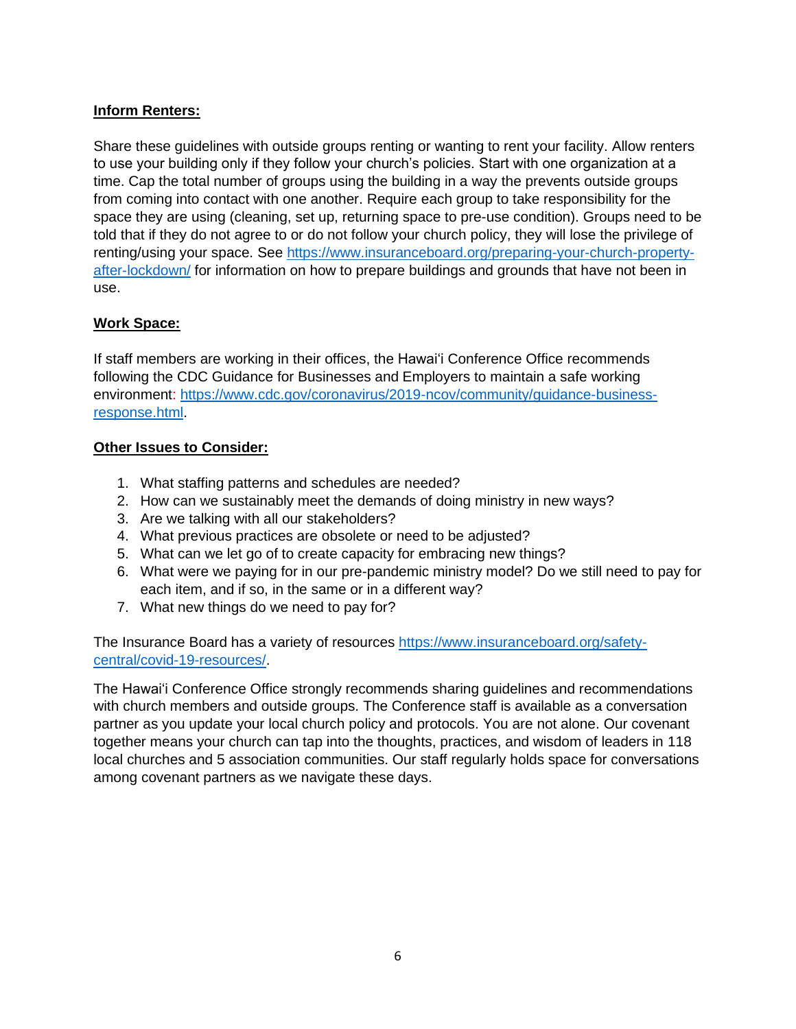**Inform Renters:**

Share these guidelines with outside groups renting or wanting to rent your facility. Allow renters to use your building only if they follow your church's policies. Start with one organization at a time. Cap the total number of groups using the building in a way the prevents outside groups from coming into contact with one another. Require each group to take responsibility for the space they are using (cleaning, set up, returning space to pre-use condition). Groups need to be told that if they do not agree to or do not follow your church policy, they will lose the privilege of renting/using your space. See [https://www.insuranceboard.org/preparing-your-church-property-after-lockdown/](https://www.insuranceboard.org/preparing-your-church-property-after-lockdown/) for information on how to prepare buildings and grounds that have not been in use.

**Work Space:**

If staff members are working in their offices, the Hawai'i Conference Office recommends following the CDC Guidance for Businesses and Employers to maintain a safe working environment: [https://www.cdc.gov/coronavirus/2019-ncov/community/guidance-business-response.html](https://www.cdc.gov/coronavirus/2019-ncov/community/guidance-business-response.html).

**Other Issues to Consider:**

1. What staffing patterns and schedules are needed?
2. How can we sustainably meet the demands of doing ministry in new ways?
3. Are we talking with all our stakeholders?
4. What previous practices are obsolete or need to be adjusted?
5. What can we let go of to create capacity for embracing new things?
6. What were we paying for in our pre-pandemic ministry model? Do we still need to pay for each item, and if so, in the same or in a different way?
7. What new things do we need to pay for?

The Insurance Board has a variety of resources [https://www.insuranceboard.org/safety-central/covid-19-resources/](https://www.insuranceboard.org/safety-central/covid-19-resources/).

The Hawai'i Conference Office strongly recommends sharing guidelines and recommendations with church members and outside groups. The Conference staff is available as a conversation partner as you update your local church policy and protocols. You are not alone. Our covenant together means your church can tap into the thoughts, practices, and wisdom of leaders in 118 local churches and 5 association communities. Our staff regularly holds space for conversations among covenant partners as we navigate these days.